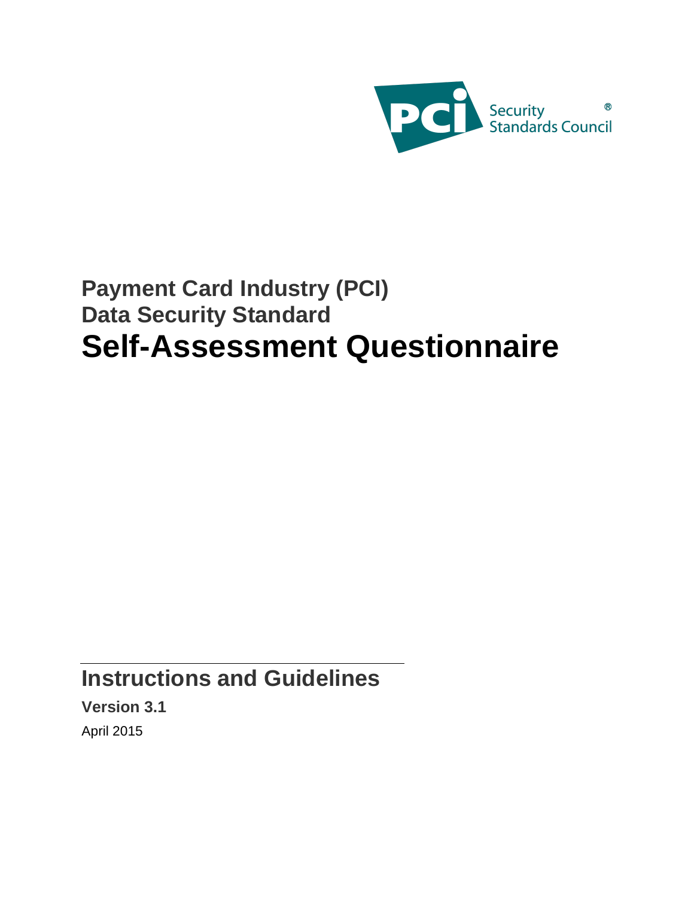PCI Security Standards Council®

## Payment Card Industry (PCI)
## Data Security Standard

# Self-Assessment Questionnaire

## Instructions and Guidelines

**Version 3.1**

April 2015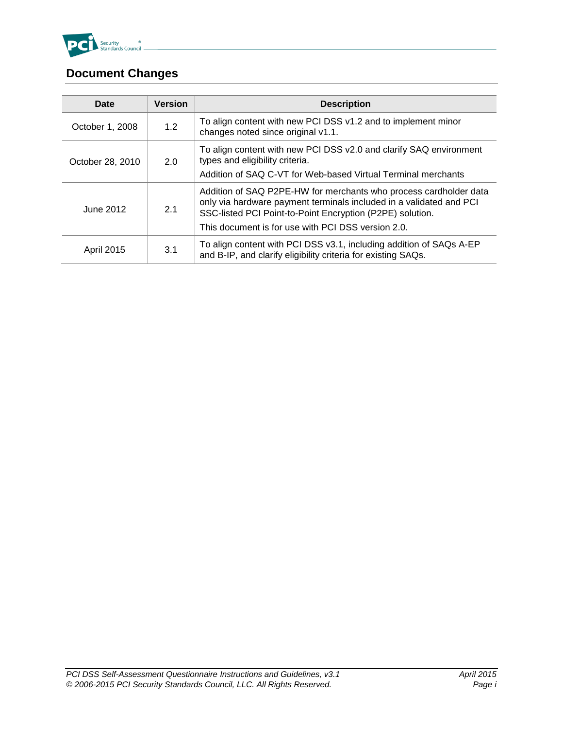# Document Changes

| Date | Version | Description |
|---|---|---|
| October 1, 2008 | 1.2 | To align content with new PCI DSS v1.2 and to implement minor changes noted since original v1.1. |
| October 28, 2010 | 2.0 | To align content with new PCI DSS v2.0 and clarify SAQ environment types and eligibility criteria.<br>Addition of SAQ C-VT for Web-based Virtual Terminal merchants |
| June 2012 | 2.1 | Addition of SAQ P2PE-HW for merchants who process cardholder data only via hardware payment terminals included in a validated and PCI SSC-listed PCI Point-to-Point Encryption (P2PE) solution.<br>This document is for use with PCI DSS version 2.0. |
| April 2015 | 3.1 | To align content with PCI DSS v3.1, including addition of SAQs A-EP and B-IP, and clarify eligibility criteria for existing SAQs. |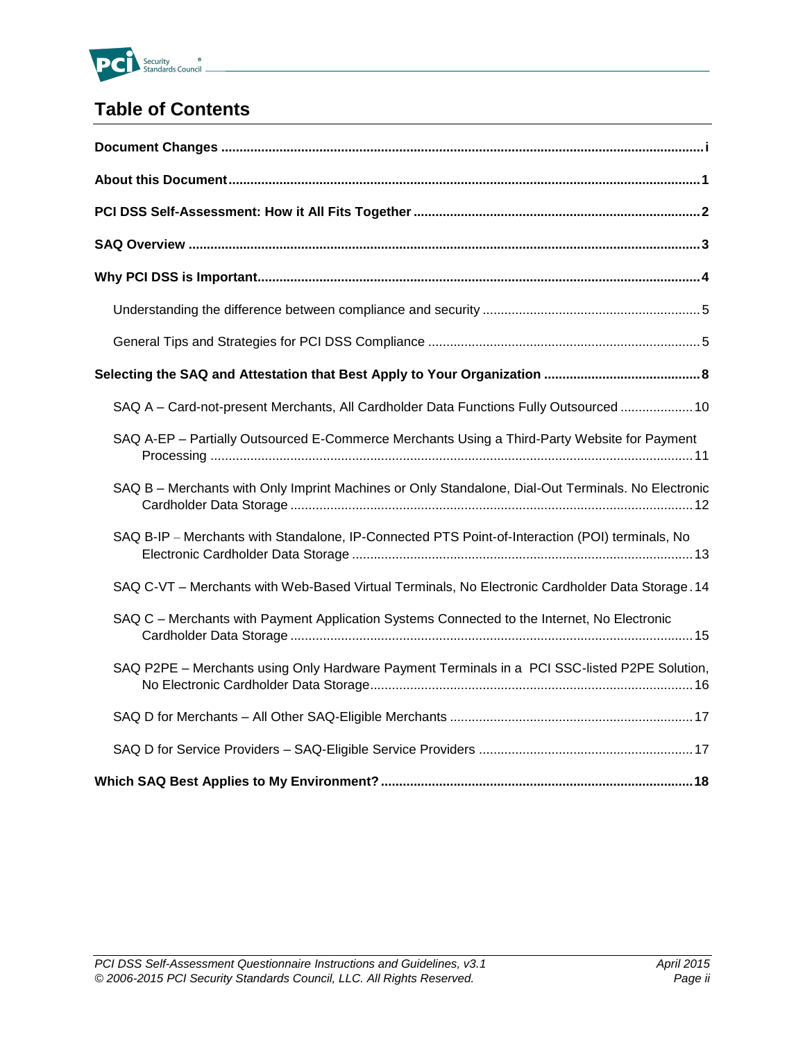# Table of Contents

**Document Changes** .......... i

**About this Document** .......... 1

**PCI DSS Self-Assessment: How it All Fits Together** .......... 2

**SAQ Overview** .......... 3

**Why PCI DSS is Important** .......... 4

- Understanding the difference between compliance and security .......... 5
- General Tips and Strategies for PCI DSS Compliance .......... 5

**Selecting the SAQ and Attestation that Best Apply to Your Organization** .......... 8

- SAQ A – Card-not-present Merchants, All Cardholder Data Functions Fully Outsourced .......... 10
- SAQ A-EP – Partially Outsourced E-Commerce Merchants Using a Third-Party Website for Payment Processing .......... 11
- SAQ B – Merchants with Only Imprint Machines or Only Standalone, Dial-Out Terminals. No Electronic Cardholder Data Storage .......... 12
- SAQ B-IP – Merchants with Standalone, IP-Connected PTS Point-of-Interaction (POI) terminals, No Electronic Cardholder Data Storage .......... 13
- SAQ C-VT – Merchants with Web-Based Virtual Terminals, No Electronic Cardholder Data Storage .......... 14
- SAQ C – Merchants with Payment Application Systems Connected to the Internet, No Electronic Cardholder Data Storage .......... 15
- SAQ P2PE – Merchants using Only Hardware Payment Terminals in a PCI SSC-listed P2PE Solution, No Electronic Cardholder Data Storage .......... 16
- SAQ D for Merchants – All Other SAQ-Eligible Merchants .......... 17
- SAQ D for Service Providers – SAQ-Eligible Service Providers .......... 17

**Which SAQ Best Applies to My Environment?** .......... 18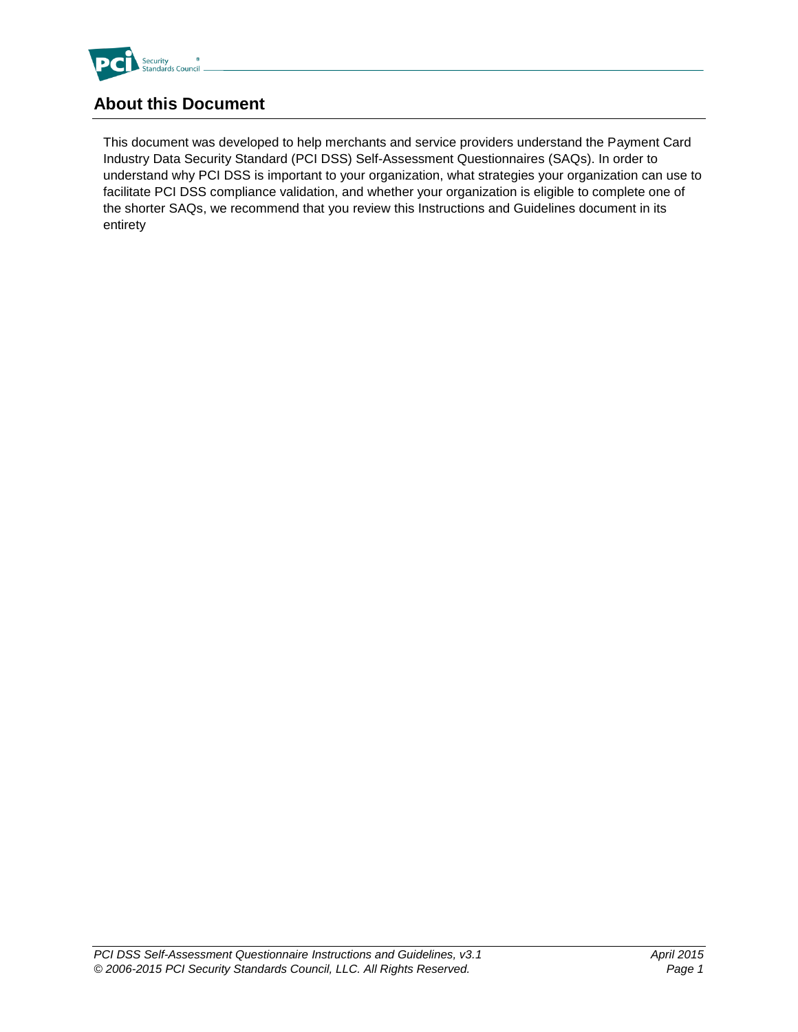## About this Document

This document was developed to help merchants and service providers understand the Payment Card Industry Data Security Standard (PCI DSS) Self-Assessment Questionnaires (SAQs). In order to understand why PCI DSS is important to your organization, what strategies your organization can use to facilitate PCI DSS compliance validation, and whether your organization is eligible to complete one of the shorter SAQs, we recommend that you review this Instructions and Guidelines document in its entirety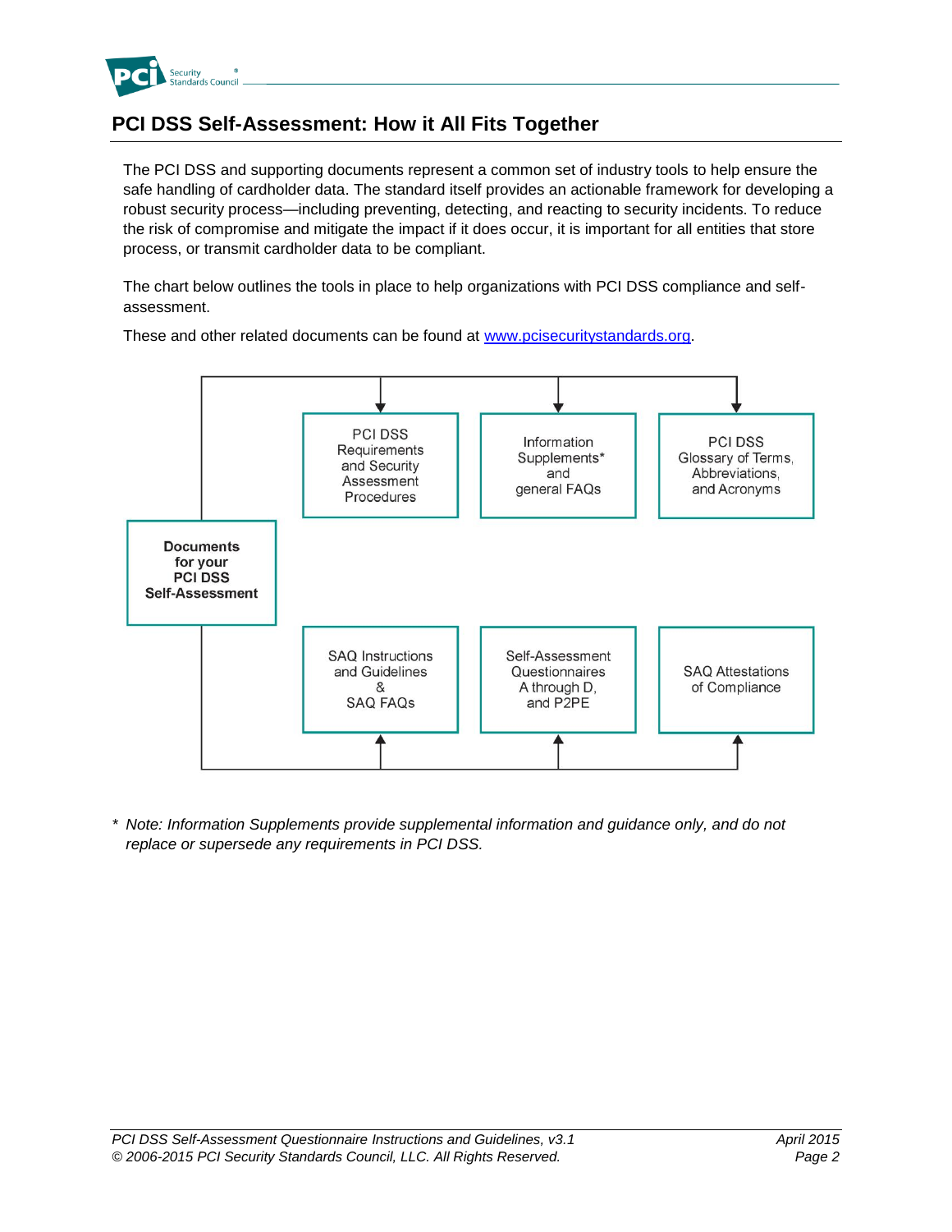## PCI DSS Self-Assessment: How it All Fits Together

The PCI DSS and supporting documents represent a common set of industry tools to help ensure the safe handling of cardholder data. The standard itself provides an actionable framework for developing a robust security process—including preventing, detecting, and reacting to security incidents. To reduce the risk of compromise and mitigate the impact if it does occur, it is important for all entities that store process, or transmit cardholder data to be compliant.

The chart below outlines the tools in place to help organizations with PCI DSS compliance and self-assessment.

These and other related documents can be found at [www.pcisecuritystandards.org](http://www.pcisecuritystandards.org).

**Documents for your PCI DSS Self-Assessment**

- PCI DSS Requirements and Security Assessment Procedures
- Information Supplements* and general FAQs
- PCI DSS Glossary of Terms, Abbreviations, and Acronyms
- SAQ Instructions and Guidelines & SAQ FAQs
- Self-Assessment Questionnaires A through D, and P2PE
- SAQ Attestations of Compliance

*\* Note: Information Supplements provide supplemental information and guidance only, and do not replace or supersede any requirements in PCI DSS.*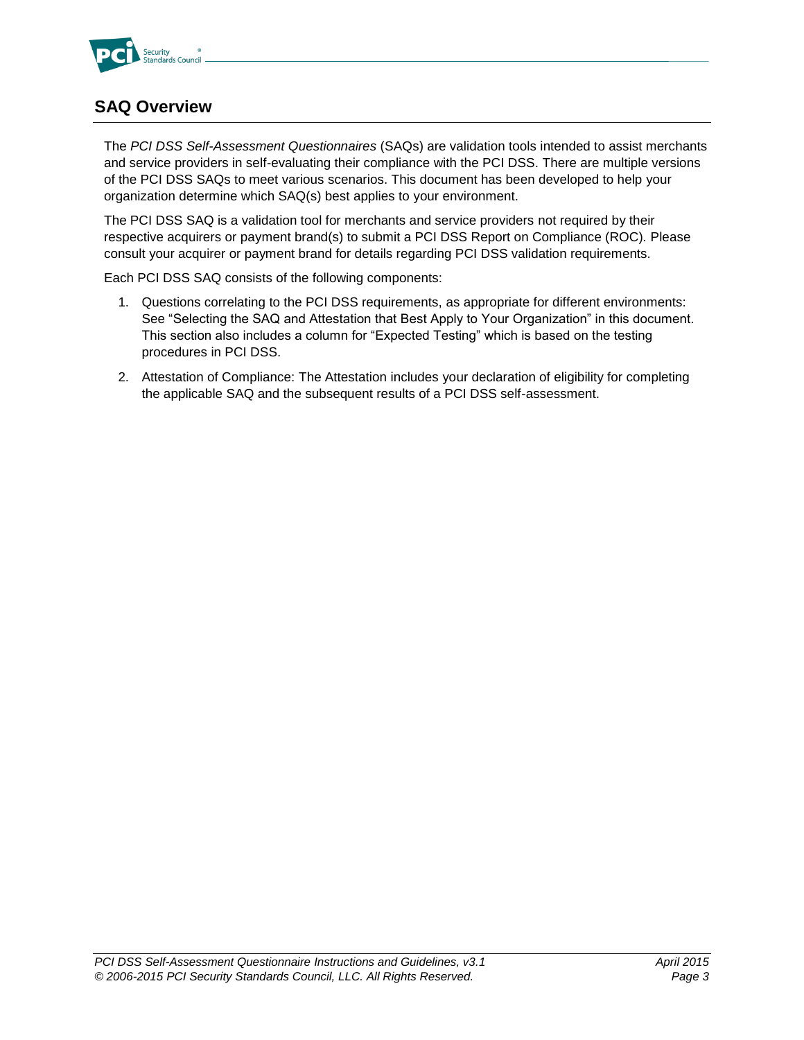## SAQ Overview

The *PCI DSS Self-Assessment Questionnaires* (SAQs) are validation tools intended to assist merchants and service providers in self-evaluating their compliance with the PCI DSS. There are multiple versions of the PCI DSS SAQs to meet various scenarios. This document has been developed to help your organization determine which SAQ(s) best applies to your environment.

The PCI DSS SAQ is a validation tool for merchants and service providers not required by their respective acquirers or payment brand(s) to submit a PCI DSS Report on Compliance (ROC). Please consult your acquirer or payment brand for details regarding PCI DSS validation requirements.

Each PCI DSS SAQ consists of the following components:

1. Questions correlating to the PCI DSS requirements, as appropriate for different environments: See "Selecting the SAQ and Attestation that Best Apply to Your Organization" in this document. This section also includes a column for "Expected Testing" which is based on the testing procedures in PCI DSS.
2. Attestation of Compliance: The Attestation includes your declaration of eligibility for completing the applicable SAQ and the subsequent results of a PCI DSS self-assessment.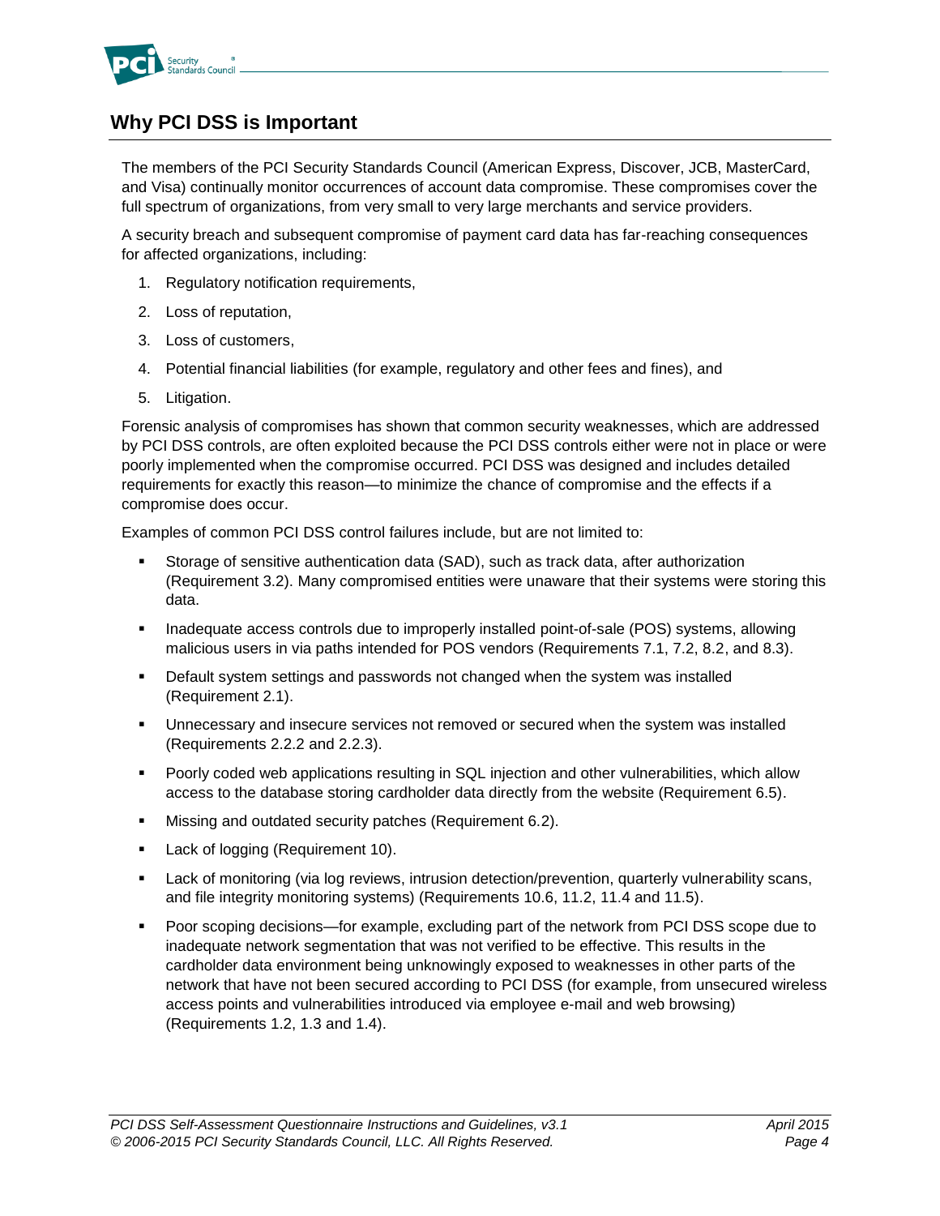## Why PCI DSS is Important

The members of the PCI Security Standards Council (American Express, Discover, JCB, MasterCard, and Visa) continually monitor occurrences of account data compromise. These compromises cover the full spectrum of organizations, from very small to very large merchants and service providers.

A security breach and subsequent compromise of payment card data has far-reaching consequences for affected organizations, including:

1. Regulatory notification requirements,
2. Loss of reputation,
3. Loss of customers,
4. Potential financial liabilities (for example, regulatory and other fees and fines), and
5. Litigation.

Forensic analysis of compromises has shown that common security weaknesses, which are addressed by PCI DSS controls, are often exploited because the PCI DSS controls either were not in place or were poorly implemented when the compromise occurred. PCI DSS was designed and includes detailed requirements for exactly this reason—to minimize the chance of compromise and the effects if a compromise does occur.

Examples of common PCI DSS control failures include, but are not limited to:

- Storage of sensitive authentication data (SAD), such as track data, after authorization (Requirement 3.2). Many compromised entities were unaware that their systems were storing this data.
- Inadequate access controls due to improperly installed point-of-sale (POS) systems, allowing malicious users in via paths intended for POS vendors (Requirements 7.1, 7.2, 8.2, and 8.3).
- Default system settings and passwords not changed when the system was installed (Requirement 2.1).
- Unnecessary and insecure services not removed or secured when the system was installed (Requirements 2.2.2 and 2.2.3).
- Poorly coded web applications resulting in SQL injection and other vulnerabilities, which allow access to the database storing cardholder data directly from the website (Requirement 6.5).
- Missing and outdated security patches (Requirement 6.2).
- Lack of logging (Requirement 10).
- Lack of monitoring (via log reviews, intrusion detection/prevention, quarterly vulnerability scans, and file integrity monitoring systems) (Requirements 10.6, 11.2, 11.4 and 11.5).
- Poor scoping decisions—for example, excluding part of the network from PCI DSS scope due to inadequate network segmentation that was not verified to be effective. This results in the cardholder data environment being unknowingly exposed to weaknesses in other parts of the network that have not been secured according to PCI DSS (for example, from unsecured wireless access points and vulnerabilities introduced via employee e-mail and web browsing) (Requirements 1.2, 1.3 and 1.4).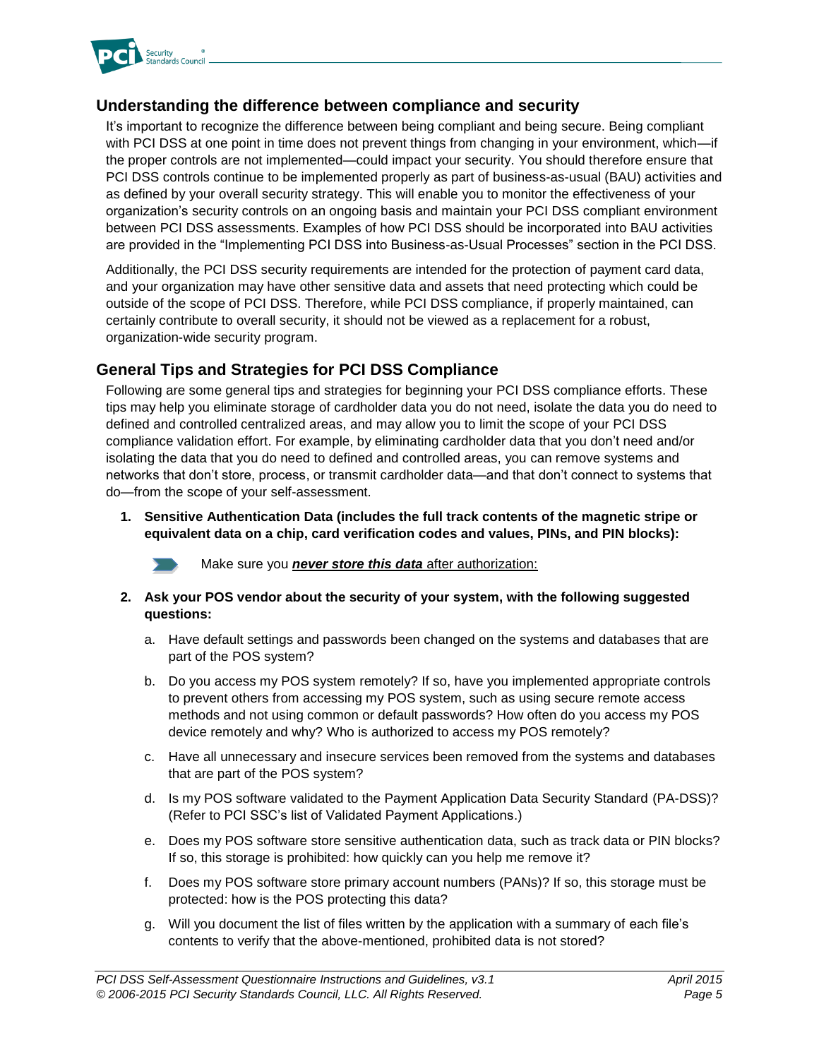## Understanding the difference between compliance and security

It's important to recognize the difference between being compliant and being secure. Being compliant with PCI DSS at one point in time does not prevent things from changing in your environment, which—if the proper controls are not implemented—could impact your security. You should therefore ensure that PCI DSS controls continue to be implemented properly as part of business-as-usual (BAU) activities and as defined by your overall security strategy. This will enable you to monitor the effectiveness of your organization's security controls on an ongoing basis and maintain your PCI DSS compliant environment between PCI DSS assessments. Examples of how PCI DSS should be incorporated into BAU activities are provided in the "Implementing PCI DSS into Business-as-Usual Processes" section in the PCI DSS.

Additionally, the PCI DSS security requirements are intended for the protection of payment card data, and your organization may have other sensitive data and assets that need protecting which could be outside of the scope of PCI DSS. Therefore, while PCI DSS compliance, if properly maintained, can certainly contribute to overall security, it should not be viewed as a replacement for a robust, organization-wide security program.

## General Tips and Strategies for PCI DSS Compliance

Following are some general tips and strategies for beginning your PCI DSS compliance efforts. These tips may help you eliminate storage of cardholder data you do not need, isolate the data you do need to defined and controlled centralized areas, and may allow you to limit the scope of your PCI DSS compliance validation effort. For example, by eliminating cardholder data that you don't need and/or isolating the data that you do need to defined and controlled areas, you can remove systems and networks that don't store, process, or transmit cardholder data—and that don't connect to systems that do—from the scope of your self-assessment.

1. **Sensitive Authentication Data (includes the full track contents of the magnetic stripe or equivalent data on a chip, card verification codes and values, PINs, and PIN blocks):**

   - Make sure you ***never store this data*** after authorization:

2. **Ask your POS vendor about the security of your system, with the following suggested questions:**

   a. Have default settings and passwords been changed on the systems and databases that are part of the POS system?

   b. Do you access my POS system remotely? If so, have you implemented appropriate controls to prevent others from accessing my POS system, such as using secure remote access methods and not using common or default passwords? How often do you access my POS device remotely and why? Who is authorized to access my POS remotely?

   c. Have all unnecessary and insecure services been removed from the systems and databases that are part of the POS system?

   d. Is my POS software validated to the Payment Application Data Security Standard (PA-DSS)? (Refer to PCI SSC's list of Validated Payment Applications.)

   e. Does my POS software store sensitive authentication data, such as track data or PIN blocks? If so, this storage is prohibited: how quickly can you help me remove it?

   f. Does my POS software store primary account numbers (PANs)? If so, this storage must be protected: how is the POS protecting this data?

   g. Will you document the list of files written by the application with a summary of each file's contents to verify that the above-mentioned, prohibited data is not stored?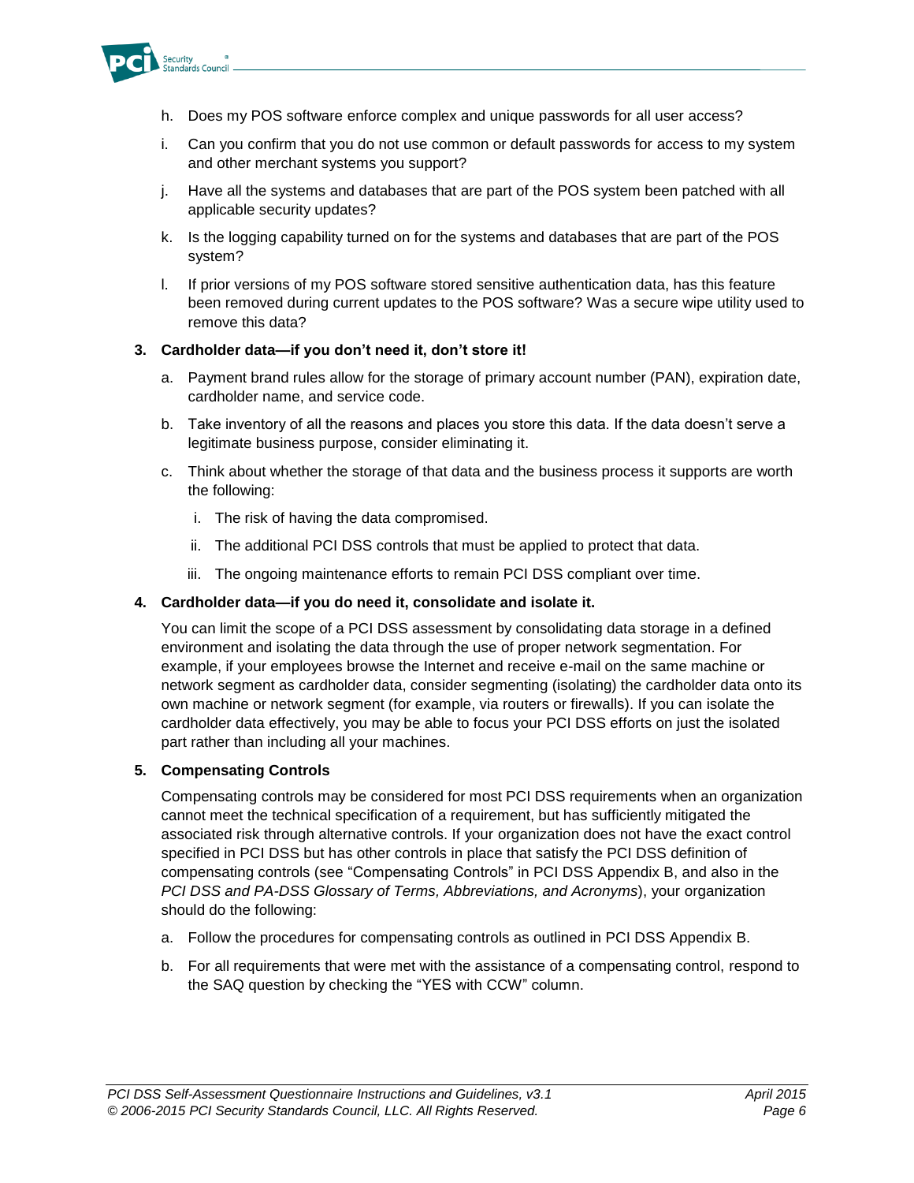h. Does my POS software enforce complex and unique passwords for all user access?

i. Can you confirm that you do not use common or default passwords for access to my system and other merchant systems you support?

j. Have all the systems and databases that are part of the POS system been patched with all applicable security updates?

k. Is the logging capability turned on for the systems and databases that are part of the POS system?

l. If prior versions of my POS software stored sensitive authentication data, has this feature been removed during current updates to the POS software? Was a secure wipe utility used to remove this data?

**3. Cardholder data—if you don't need it, don't store it!**

a. Payment brand rules allow for the storage of primary account number (PAN), expiration date, cardholder name, and service code.

b. Take inventory of all the reasons and places you store this data. If the data doesn't serve a legitimate business purpose, consider eliminating it.

c. Think about whether the storage of that data and the business process it supports are worth the following:

  i. The risk of having the data compromised.

  ii. The additional PCI DSS controls that must be applied to protect that data.

  iii. The ongoing maintenance efforts to remain PCI DSS compliant over time.

**4. Cardholder data—if you do need it, consolidate and isolate it.**

You can limit the scope of a PCI DSS assessment by consolidating data storage in a defined environment and isolating the data through the use of proper network segmentation. For example, if your employees browse the Internet and receive e-mail on the same machine or network segment as cardholder data, consider segmenting (isolating) the cardholder data onto its own machine or network segment (for example, via routers or firewalls). If you can isolate the cardholder data effectively, you may be able to focus your PCI DSS efforts on just the isolated part rather than including all your machines.

**5. Compensating Controls**

Compensating controls may be considered for most PCI DSS requirements when an organization cannot meet the technical specification of a requirement, but has sufficiently mitigated the associated risk through alternative controls. If your organization does not have the exact control specified in PCI DSS but has other controls in place that satisfy the PCI DSS definition of compensating controls (see "Compensating Controls" in PCI DSS Appendix B, and also in the *PCI DSS and PA-DSS Glossary of Terms, Abbreviations, and Acronyms*), your organization should do the following:

a. Follow the procedures for compensating controls as outlined in PCI DSS Appendix B.

b. For all requirements that were met with the assistance of a compensating control, respond to the SAQ question by checking the "YES with CCW" column.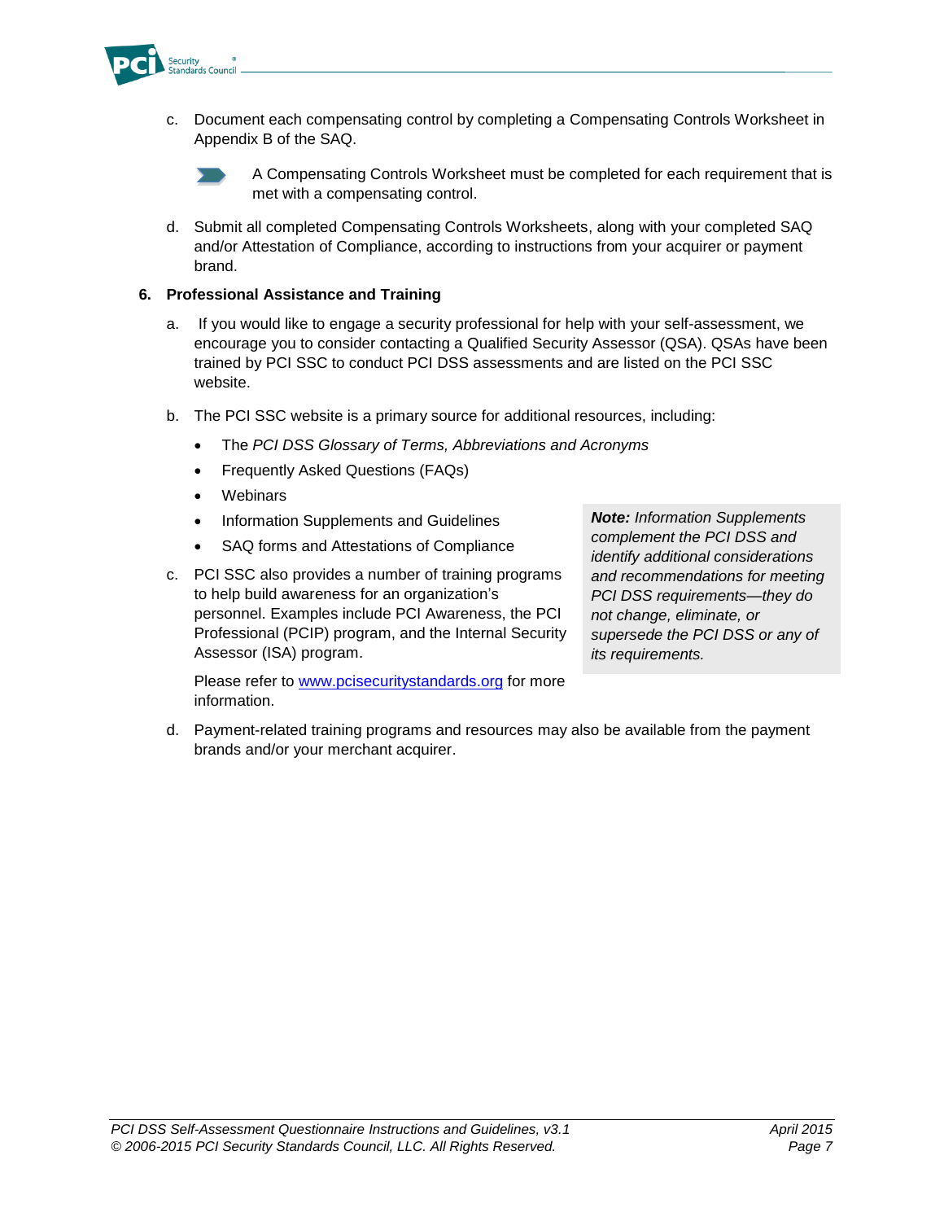c. Document each compensating control by completing a Compensating Controls Worksheet in Appendix B of the SAQ.

   A Compensating Controls Worksheet must be completed for each requirement that is met with a compensating control.

d. Submit all completed Compensating Controls Worksheets, along with your completed SAQ and/or Attestation of Compliance, according to instructions from your acquirer or payment brand.

**6. Professional Assistance and Training**

a. If you would like to engage a security professional for help with your self-assessment, we encourage you to consider contacting a Qualified Security Assessor (QSA). QSAs have been trained by PCI SSC to conduct PCI DSS assessments and are listed on the PCI SSC website.

b. The PCI SSC website is a primary source for additional resources, including:

   - The *PCI DSS Glossary of Terms, Abbreviations and Acronyms*
   - Frequently Asked Questions (FAQs)
   - Webinars
   - Information Supplements and Guidelines
   - SAQ forms and Attestations of Compliance

> ***Note:** Information Supplements complement the PCI DSS and identify additional considerations and recommendations for meeting PCI DSS requirements—they do not change, eliminate, or supersede the PCI DSS or any of its requirements.*

c. PCI SSC also provides a number of training programs to help build awareness for an organization's personnel. Examples include PCI Awareness, the PCI Professional (PCIP) program, and the Internal Security Assessor (ISA) program.

   Please refer to [www.pcisecuritystandards.org](http://www.pcisecuritystandards.org) for more information.

d. Payment-related training programs and resources may also be available from the payment brands and/or your merchant acquirer.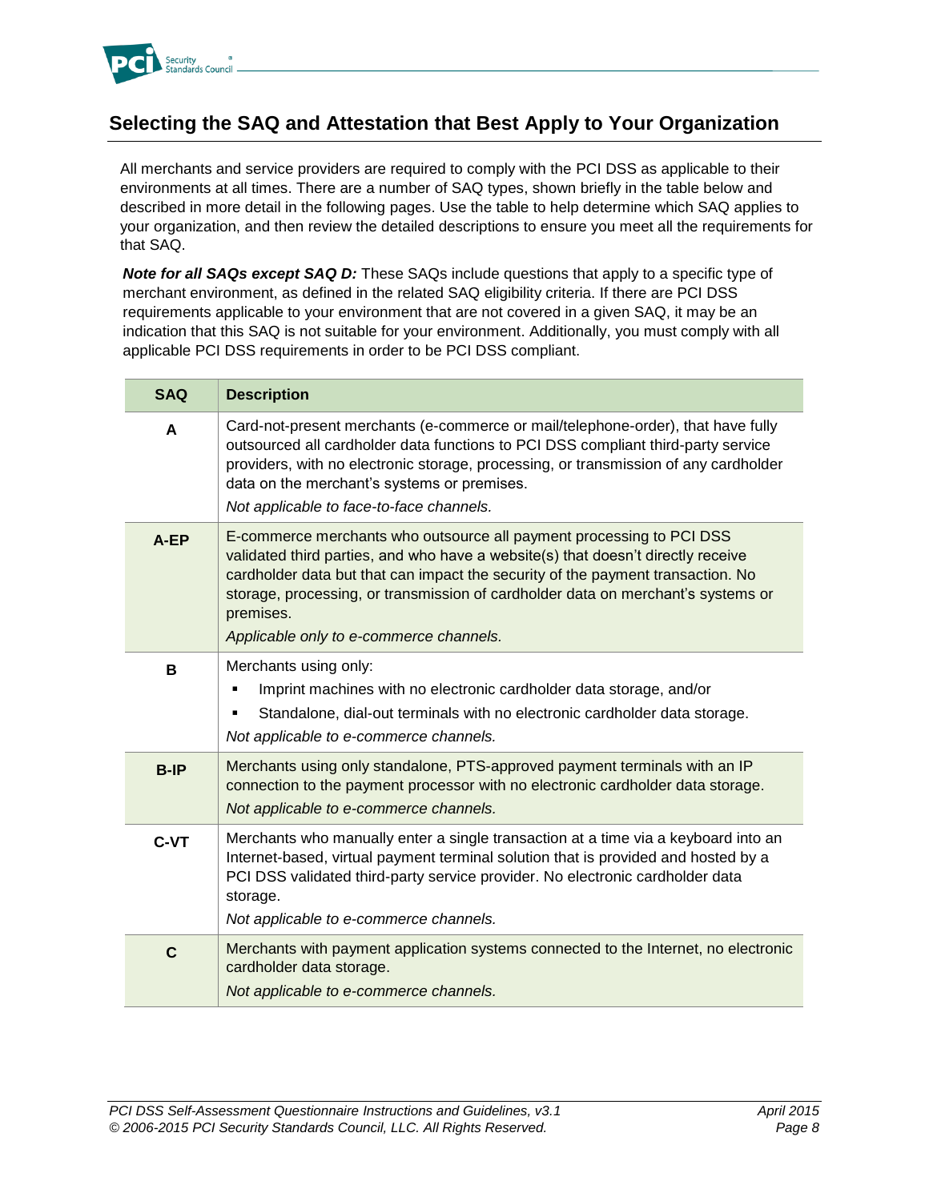## Selecting the SAQ and Attestation that Best Apply to Your Organization

All merchants and service providers are required to comply with the PCI DSS as applicable to their environments at all times. There are a number of SAQ types, shown briefly in the table below and described in more detail in the following pages. Use the table to help determine which SAQ applies to your organization, and then review the detailed descriptions to ensure you meet all the requirements for that SAQ.

***Note for all SAQs except SAQ D:*** These SAQs include questions that apply to a specific type of merchant environment, as defined in the related SAQ eligibility criteria. If there are PCI DSS requirements applicable to your environment that are not covered in a given SAQ, it may be an indication that this SAQ is not suitable for your environment. Additionally, you must comply with all applicable PCI DSS requirements in order to be PCI DSS compliant.

| SAQ | Description |
|---|---|
| **A** | Card-not-present merchants (e-commerce or mail/telephone-order), that have fully outsourced all cardholder data functions to PCI DSS compliant third-party service providers, with no electronic storage, processing, or transmission of any cardholder data on the merchant's systems or premises.<br>*Not applicable to face-to-face channels.* |
| **A-EP** | E-commerce merchants who outsource all payment processing to PCI DSS validated third parties, and who have a website(s) that doesn't directly receive cardholder data but that can impact the security of the payment transaction. No storage, processing, or transmission of cardholder data on merchant's systems or premises.<br>*Applicable only to e-commerce channels.* |
| **B** | Merchants using only:<br>▪ Imprint machines with no electronic cardholder data storage, and/or<br>▪ Standalone, dial-out terminals with no electronic cardholder data storage.<br>*Not applicable to e-commerce channels.* |
| **B-IP** | Merchants using only standalone, PTS-approved payment terminals with an IP connection to the payment processor with no electronic cardholder data storage.<br>*Not applicable to e-commerce channels.* |
| **C-VT** | Merchants who manually enter a single transaction at a time via a keyboard into an Internet-based, virtual payment terminal solution that is provided and hosted by a PCI DSS validated third-party service provider. No electronic cardholder data storage.<br>*Not applicable to e-commerce channels.* |
| **C** | Merchants with payment application systems connected to the Internet, no electronic cardholder data storage.<br>*Not applicable to e-commerce channels.* |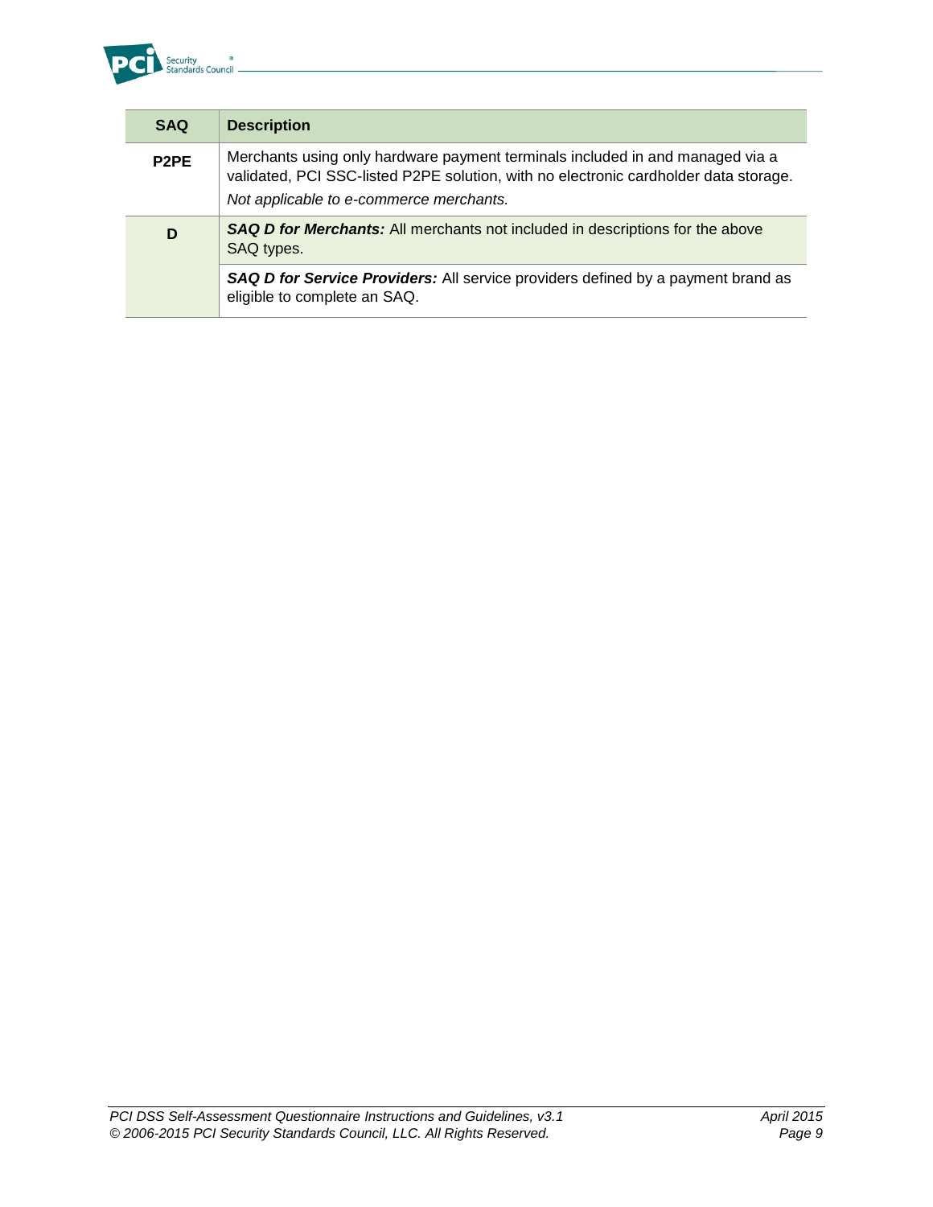| SAQ | Description |
|---|---|
| **P2PE** | Merchants using only hardware payment terminals included in and managed via a validated, PCI SSC-listed P2PE solution, with no electronic cardholder data storage.<br>*Not applicable to e-commerce merchants.* |
| **D** | ***SAQ D for Merchants:*** All merchants not included in descriptions for the above SAQ types. |
| | ***SAQ D for Service Providers:*** All service providers defined by a payment brand as eligible to complete an SAQ. |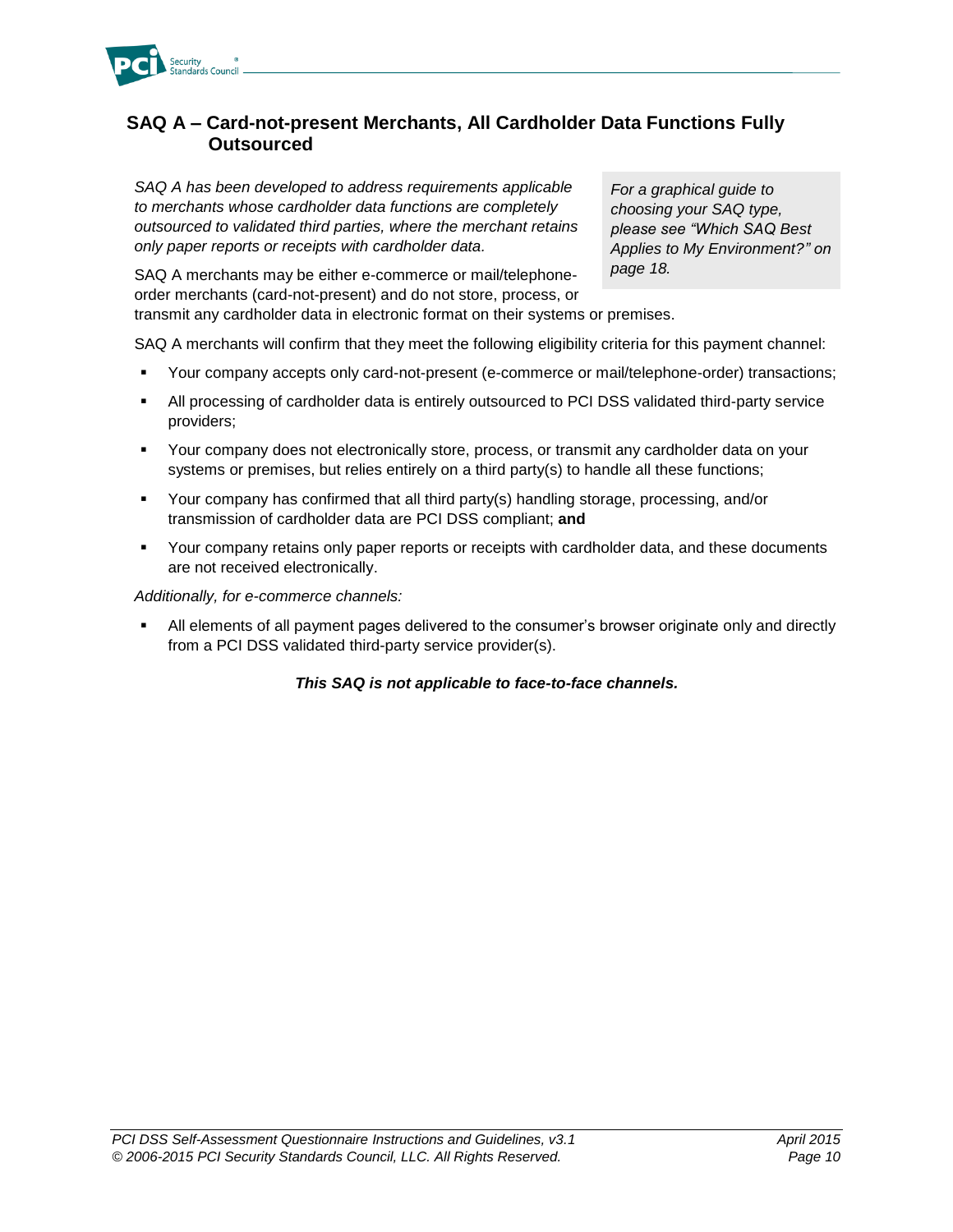## SAQ A – Card-not-present Merchants, All Cardholder Data Functions Fully Outsourced

*SAQ A has been developed to address requirements applicable to merchants whose cardholder data functions are completely outsourced to validated third parties, where the merchant retains only paper reports or receipts with cardholder data.*

*For a graphical guide to choosing your SAQ type, please see "Which SAQ Best Applies to My Environment?" on page 18.*

SAQ A merchants may be either e-commerce or mail/telephone-order merchants (card-not-present) and do not store, process, or transmit any cardholder data in electronic format on their systems or premises.

SAQ A merchants will confirm that they meet the following eligibility criteria for this payment channel:

- Your company accepts only card-not-present (e-commerce or mail/telephone-order) transactions;
- All processing of cardholder data is entirely outsourced to PCI DSS validated third-party service providers;
- Your company does not electronically store, process, or transmit any cardholder data on your systems or premises, but relies entirely on a third party(s) to handle all these functions;
- Your company has confirmed that all third party(s) handling storage, processing, and/or transmission of cardholder data are PCI DSS compliant; **and**
- Your company retains only paper reports or receipts with cardholder data, and these documents are not received electronically.

*Additionally, for e-commerce channels:*

- All elements of all payment pages delivered to the consumer's browser originate only and directly from a PCI DSS validated third-party service provider(s).

***This SAQ is not applicable to face-to-face channels.***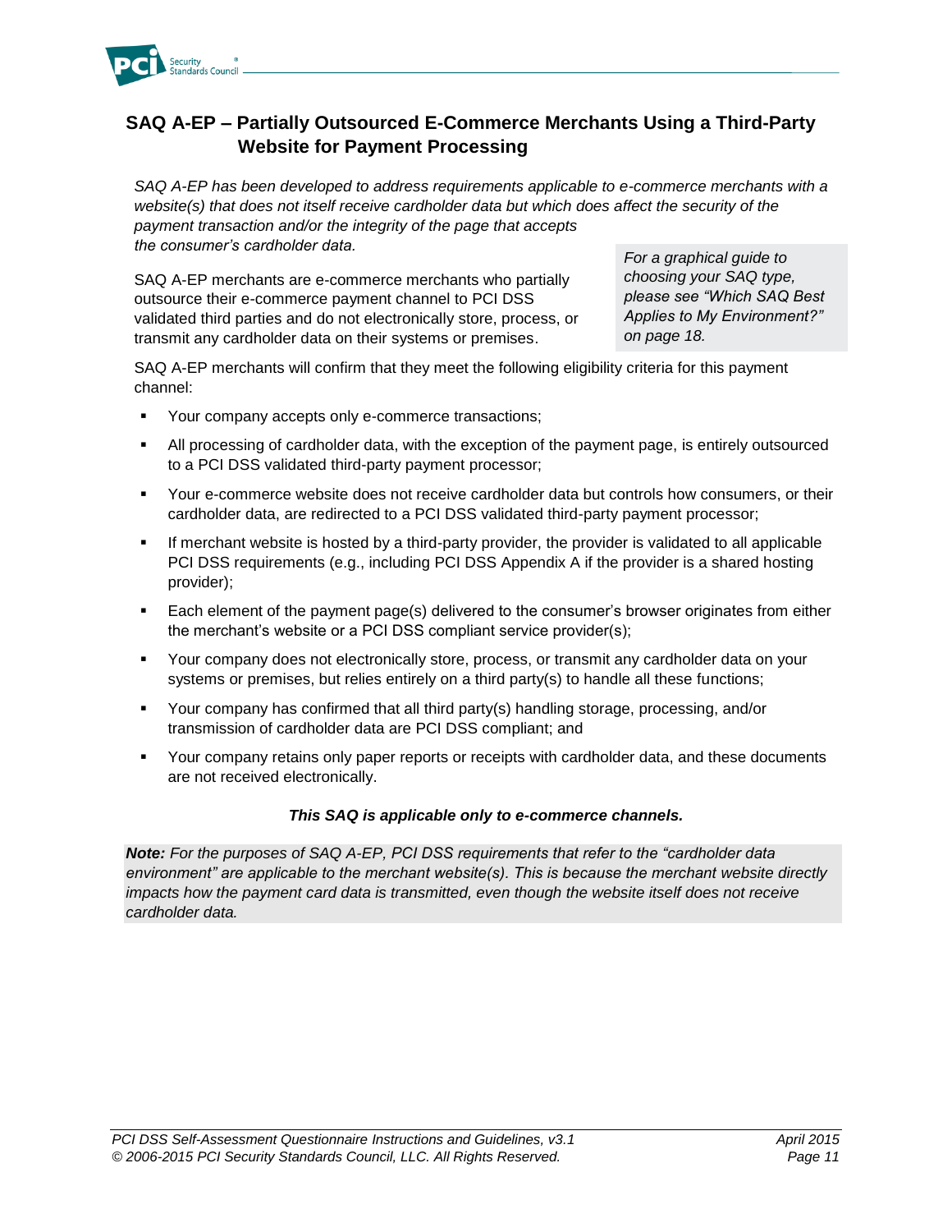## SAQ A-EP – Partially Outsourced E-Commerce Merchants Using a Third-Party Website for Payment Processing

*SAQ A-EP has been developed to address requirements applicable to e-commerce merchants with a website(s) that does not itself receive cardholder data but which does affect the security of the payment transaction and/or the integrity of the page that accepts the consumer's cardholder data.*

*For a graphical guide to choosing your SAQ type, please see "Which SAQ Best Applies to My Environment?" on page 18.*

SAQ A-EP merchants are e-commerce merchants who partially outsource their e-commerce payment channel to PCI DSS validated third parties and do not electronically store, process, or transmit any cardholder data on their systems or premises.

SAQ A-EP merchants will confirm that they meet the following eligibility criteria for this payment channel:

- Your company accepts only e-commerce transactions;
- All processing of cardholder data, with the exception of the payment page, is entirely outsourced to a PCI DSS validated third-party payment processor;
- Your e-commerce website does not receive cardholder data but controls how consumers, or their cardholder data, are redirected to a PCI DSS validated third-party payment processor;
- If merchant website is hosted by a third-party provider, the provider is validated to all applicable PCI DSS requirements (e.g., including PCI DSS Appendix A if the provider is a shared hosting provider);
- Each element of the payment page(s) delivered to the consumer's browser originates from either the merchant's website or a PCI DSS compliant service provider(s);
- Your company does not electronically store, process, or transmit any cardholder data on your systems or premises, but relies entirely on a third party(s) to handle all these functions;
- Your company has confirmed that all third party(s) handling storage, processing, and/or transmission of cardholder data are PCI DSS compliant; and
- Your company retains only paper reports or receipts with cardholder data, and these documents are not received electronically.

***This SAQ is applicable only to e-commerce channels.***

***Note:*** *For the purposes of SAQ A-EP, PCI DSS requirements that refer to the "cardholder data environment" are applicable to the merchant website(s). This is because the merchant website directly impacts how the payment card data is transmitted, even though the website itself does not receive cardholder data.*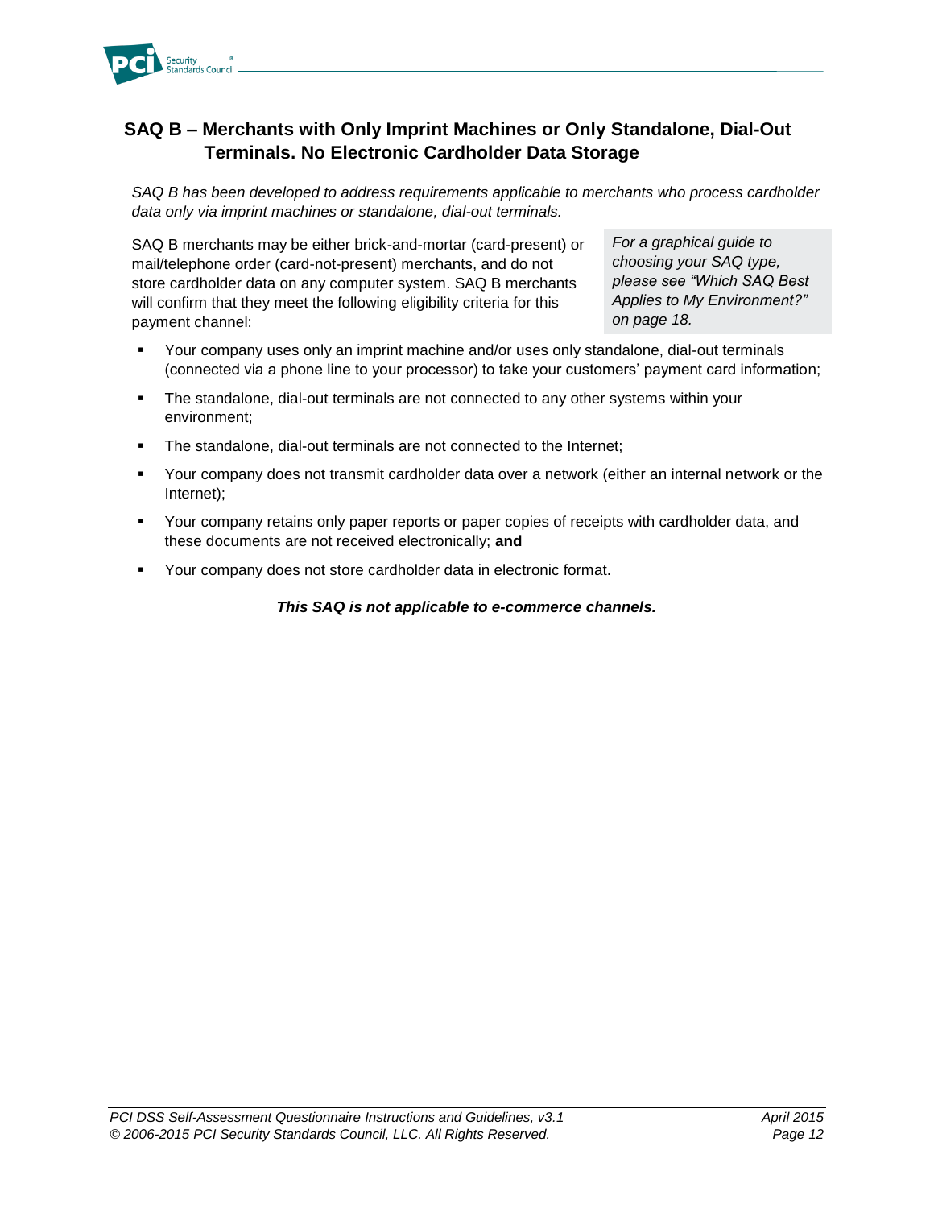## SAQ B – Merchants with Only Imprint Machines or Only Standalone, Dial-Out Terminals. No Electronic Cardholder Data Storage

*SAQ B has been developed to address requirements applicable to merchants who process cardholder data only via imprint machines or standalone, dial-out terminals.*

SAQ B merchants may be either brick-and-mortar (card-present) or mail/telephone order (card-not-present) merchants, and do not store cardholder data on any computer system. SAQ B merchants will confirm that they meet the following eligibility criteria for this payment channel:

*For a graphical guide to choosing your SAQ type, please see "Which SAQ Best Applies to My Environment?" on page 18.*

- Your company uses only an imprint machine and/or uses only standalone, dial-out terminals (connected via a phone line to your processor) to take your customers' payment card information;
- The standalone, dial-out terminals are not connected to any other systems within your environment;
- The standalone, dial-out terminals are not connected to the Internet;
- Your company does not transmit cardholder data over a network (either an internal network or the Internet);
- Your company retains only paper reports or paper copies of receipts with cardholder data, and these documents are not received electronically; **and**
- Your company does not store cardholder data in electronic format.

***This SAQ is not applicable to e-commerce channels.***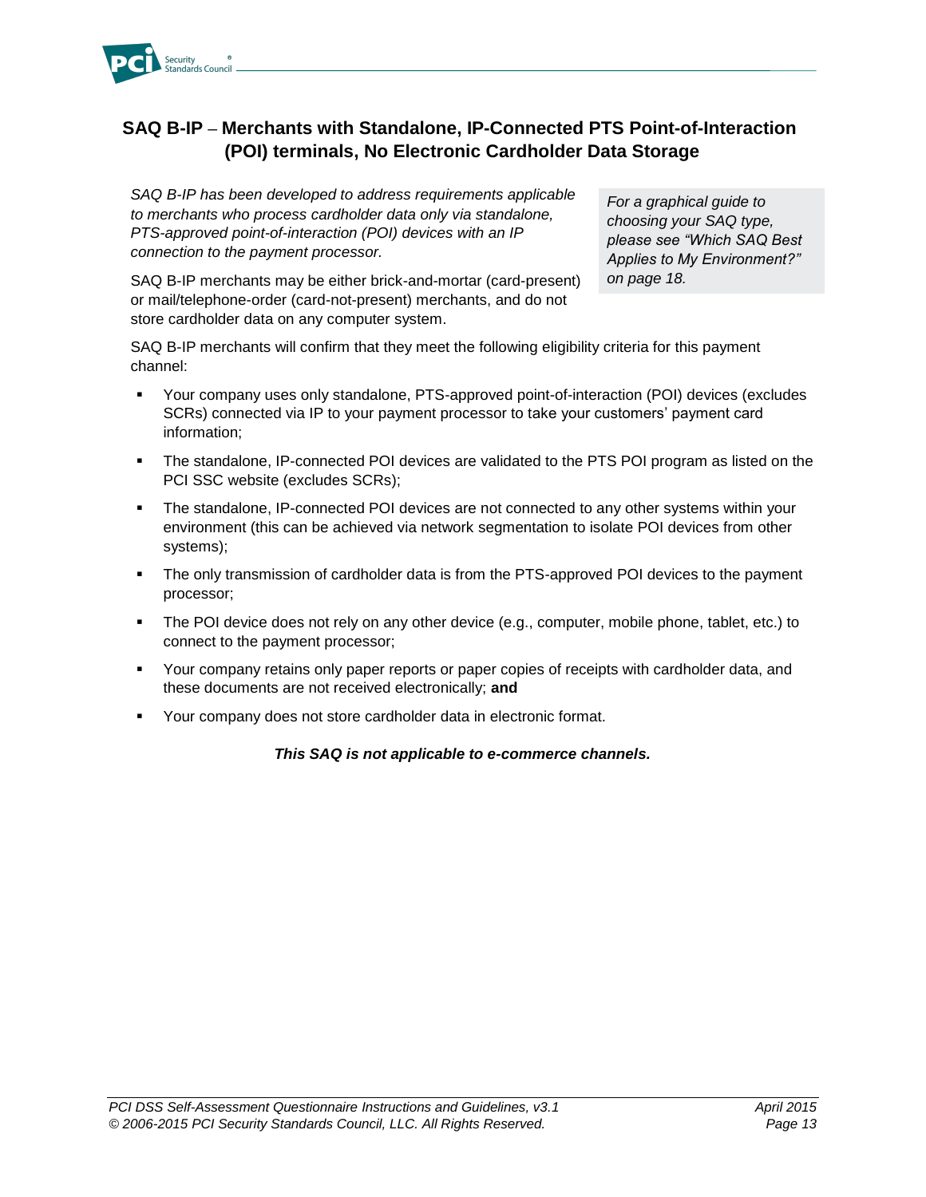## SAQ B-IP – Merchants with Standalone, IP-Connected PTS Point-of-Interaction (POI) terminals, No Electronic Cardholder Data Storage

*SAQ B-IP has been developed to address requirements applicable to merchants who process cardholder data only via standalone, PTS-approved point-of-interaction (POI) devices with an IP connection to the payment processor.*

*For a graphical guide to choosing your SAQ type, please see "Which SAQ Best Applies to My Environment?" on page 18.*

SAQ B-IP merchants may be either brick-and-mortar (card-present) or mail/telephone-order (card-not-present) merchants, and do not store cardholder data on any computer system.

SAQ B-IP merchants will confirm that they meet the following eligibility criteria for this payment channel:

- Your company uses only standalone, PTS-approved point-of-interaction (POI) devices (excludes SCRs) connected via IP to your payment processor to take your customers' payment card information;
- The standalone, IP-connected POI devices are validated to the PTS POI program as listed on the PCI SSC website (excludes SCRs);
- The standalone, IP-connected POI devices are not connected to any other systems within your environment (this can be achieved via network segmentation to isolate POI devices from other systems);
- The only transmission of cardholder data is from the PTS-approved POI devices to the payment processor;
- The POI device does not rely on any other device (e.g., computer, mobile phone, tablet, etc.) to connect to the payment processor;
- Your company retains only paper reports or paper copies of receipts with cardholder data, and these documents are not received electronically; **and**
- Your company does not store cardholder data in electronic format.

***This SAQ is not applicable to e-commerce channels.***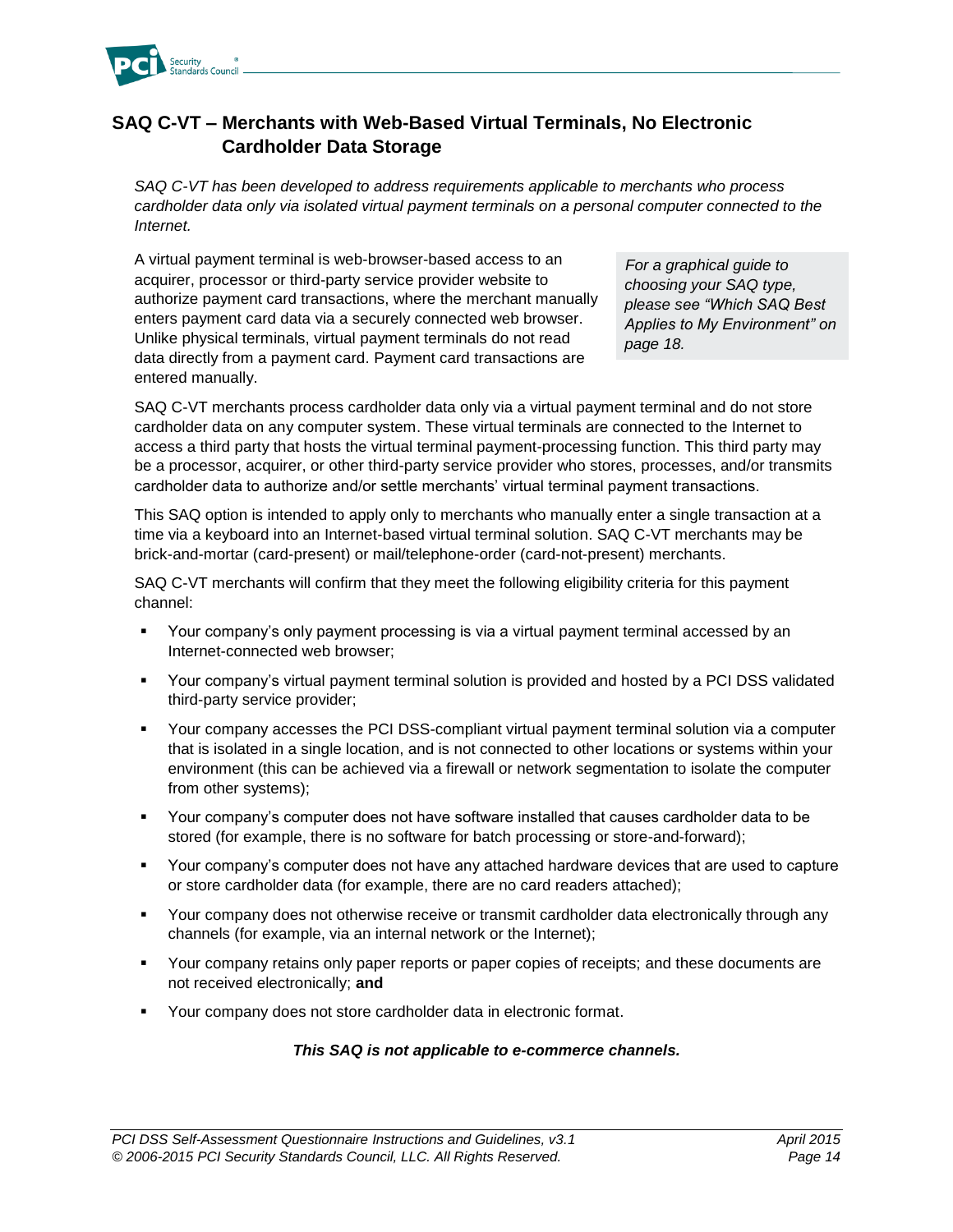## SAQ C-VT – Merchants with Web-Based Virtual Terminals, No Electronic Cardholder Data Storage

*SAQ C-VT has been developed to address requirements applicable to merchants who process cardholder data only via isolated virtual payment terminals on a personal computer connected to the Internet.*

A virtual payment terminal is web-browser-based access to an acquirer, processor or third-party service provider website to authorize payment card transactions, where the merchant manually enters payment card data via a securely connected web browser. Unlike physical terminals, virtual payment terminals do not read data directly from a payment card. Payment card transactions are entered manually.

*For a graphical guide to choosing your SAQ type, please see "Which SAQ Best Applies to My Environment" on page 18.*

SAQ C-VT merchants process cardholder data only via a virtual payment terminal and do not store cardholder data on any computer system. These virtual terminals are connected to the Internet to access a third party that hosts the virtual terminal payment-processing function. This third party may be a processor, acquirer, or other third-party service provider who stores, processes, and/or transmits cardholder data to authorize and/or settle merchants' virtual terminal payment transactions.

This SAQ option is intended to apply only to merchants who manually enter a single transaction at a time via a keyboard into an Internet-based virtual terminal solution. SAQ C-VT merchants may be brick-and-mortar (card-present) or mail/telephone-order (card-not-present) merchants.

SAQ C-VT merchants will confirm that they meet the following eligibility criteria for this payment channel:

- Your company's only payment processing is via a virtual payment terminal accessed by an Internet-connected web browser;
- Your company's virtual payment terminal solution is provided and hosted by a PCI DSS validated third-party service provider;
- Your company accesses the PCI DSS-compliant virtual payment terminal solution via a computer that is isolated in a single location, and is not connected to other locations or systems within your environment (this can be achieved via a firewall or network segmentation to isolate the computer from other systems);
- Your company's computer does not have software installed that causes cardholder data to be stored (for example, there is no software for batch processing or store-and-forward);
- Your company's computer does not have any attached hardware devices that are used to capture or store cardholder data (for example, there are no card readers attached);
- Your company does not otherwise receive or transmit cardholder data electronically through any channels (for example, via an internal network or the Internet);
- Your company retains only paper reports or paper copies of receipts; and these documents are not received electronically; **and**
- Your company does not store cardholder data in electronic format.

***This SAQ is not applicable to e-commerce channels.***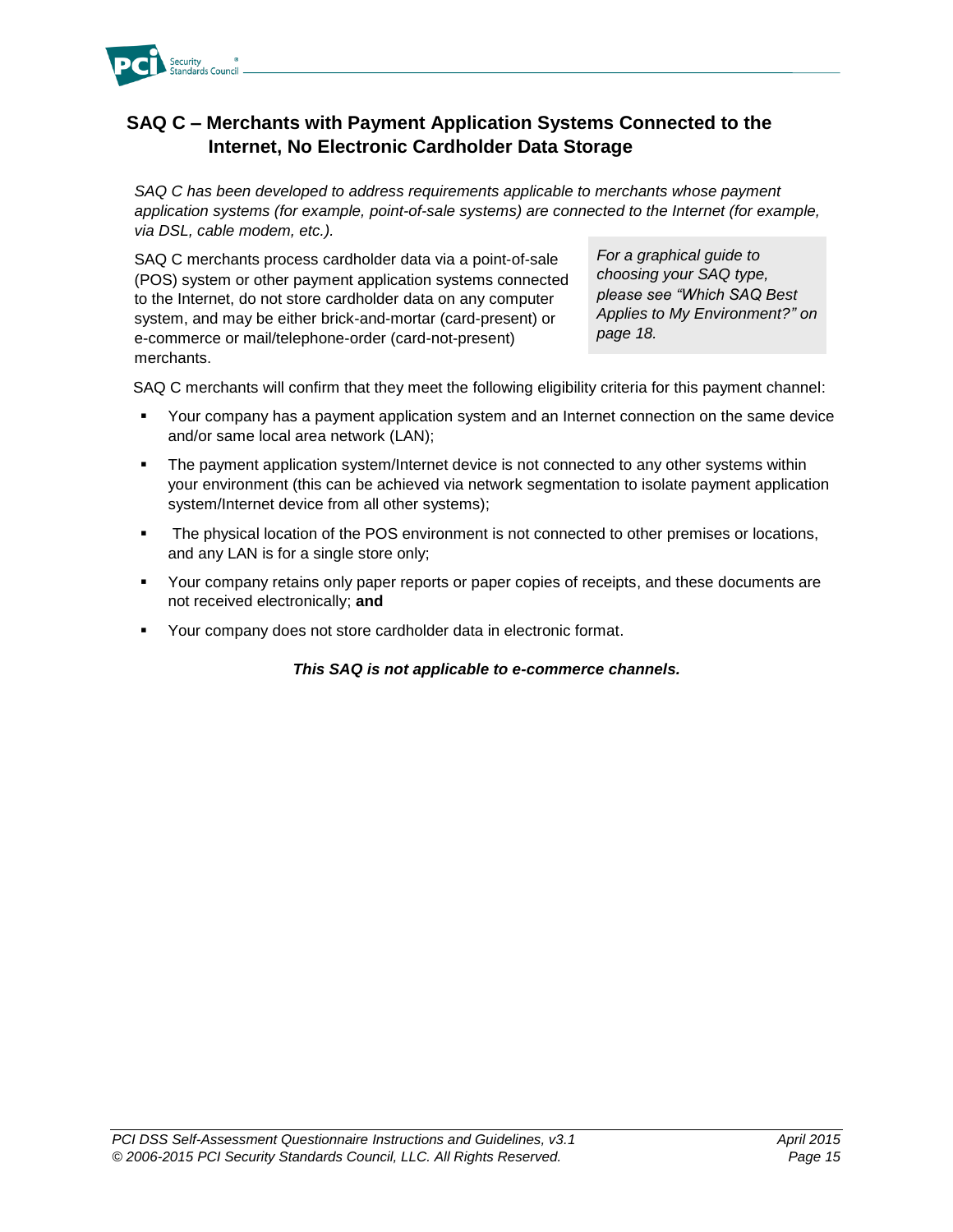## SAQ C – Merchants with Payment Application Systems Connected to the Internet, No Electronic Cardholder Data Storage

*SAQ C has been developed to address requirements applicable to merchants whose payment application systems (for example, point-of-sale systems) are connected to the Internet (for example, via DSL, cable modem, etc.).*

SAQ C merchants process cardholder data via a point-of-sale (POS) system or other payment application systems connected to the Internet, do not store cardholder data on any computer system, and may be either brick-and-mortar (card-present) or e-commerce or mail/telephone-order (card-not-present) merchants.

*For a graphical guide to choosing your SAQ type, please see "Which SAQ Best Applies to My Environment?" on page 18.*

SAQ C merchants will confirm that they meet the following eligibility criteria for this payment channel:

- Your company has a payment application system and an Internet connection on the same device and/or same local area network (LAN);
- The payment application system/Internet device is not connected to any other systems within your environment (this can be achieved via network segmentation to isolate payment application system/Internet device from all other systems);
- The physical location of the POS environment is not connected to other premises or locations, and any LAN is for a single store only;
- Your company retains only paper reports or paper copies of receipts, and these documents are not received electronically; **and**
- Your company does not store cardholder data in electronic format.

***This SAQ is not applicable to e-commerce channels.***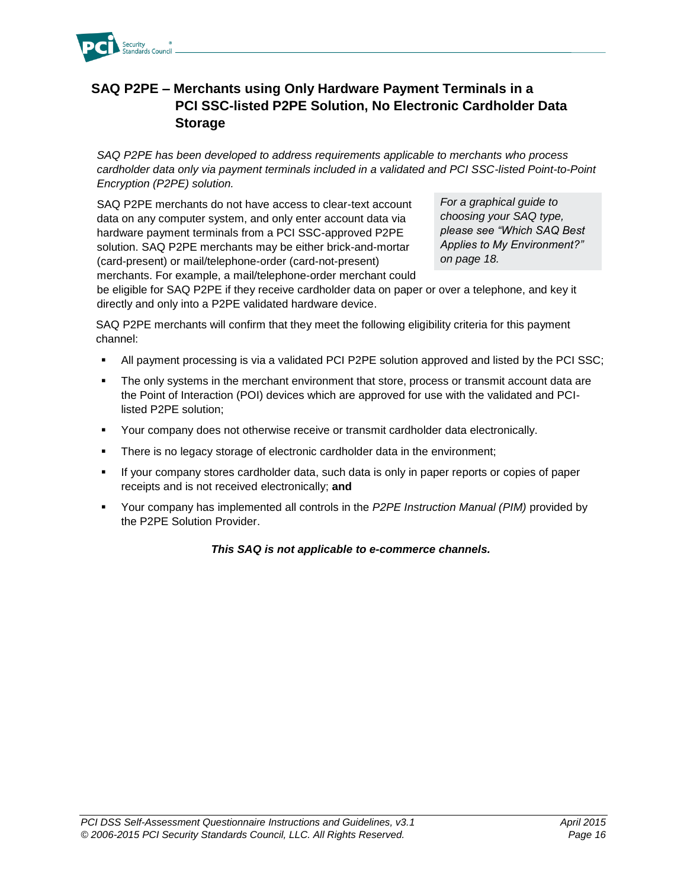## SAQ P2PE – Merchants using Only Hardware Payment Terminals in a PCI SSC-listed P2PE Solution, No Electronic Cardholder Data Storage

*SAQ P2PE has been developed to address requirements applicable to merchants who process cardholder data only via payment terminals included in a validated and PCI SSC-listed Point-to-Point Encryption (P2PE) solution.*

> *For a graphical guide to choosing your SAQ type, please see "Which SAQ Best Applies to My Environment?" on page 18.*

SAQ P2PE merchants do not have access to clear-text account data on any computer system, and only enter account data via hardware payment terminals from a PCI SSC-approved P2PE solution. SAQ P2PE merchants may be either brick-and-mortar (card-present) or mail/telephone-order (card-not-present) merchants. For example, a mail/telephone-order merchant could be eligible for SAQ P2PE if they receive cardholder data on paper or over a telephone, and key it directly and only into a P2PE validated hardware device.

SAQ P2PE merchants will confirm that they meet the following eligibility criteria for this payment channel:

- All payment processing is via a validated PCI P2PE solution approved and listed by the PCI SSC;
- The only systems in the merchant environment that store, process or transmit account data are the Point of Interaction (POI) devices which are approved for use with the validated and PCI-listed P2PE solution;
- Your company does not otherwise receive or transmit cardholder data electronically.
- There is no legacy storage of electronic cardholder data in the environment;
- If your company stores cardholder data, such data is only in paper reports or copies of paper receipts and is not received electronically; **and**
- Your company has implemented all controls in the *P2PE Instruction Manual (PIM)* provided by the P2PE Solution Provider.

***This SAQ is not applicable to e-commerce channels.***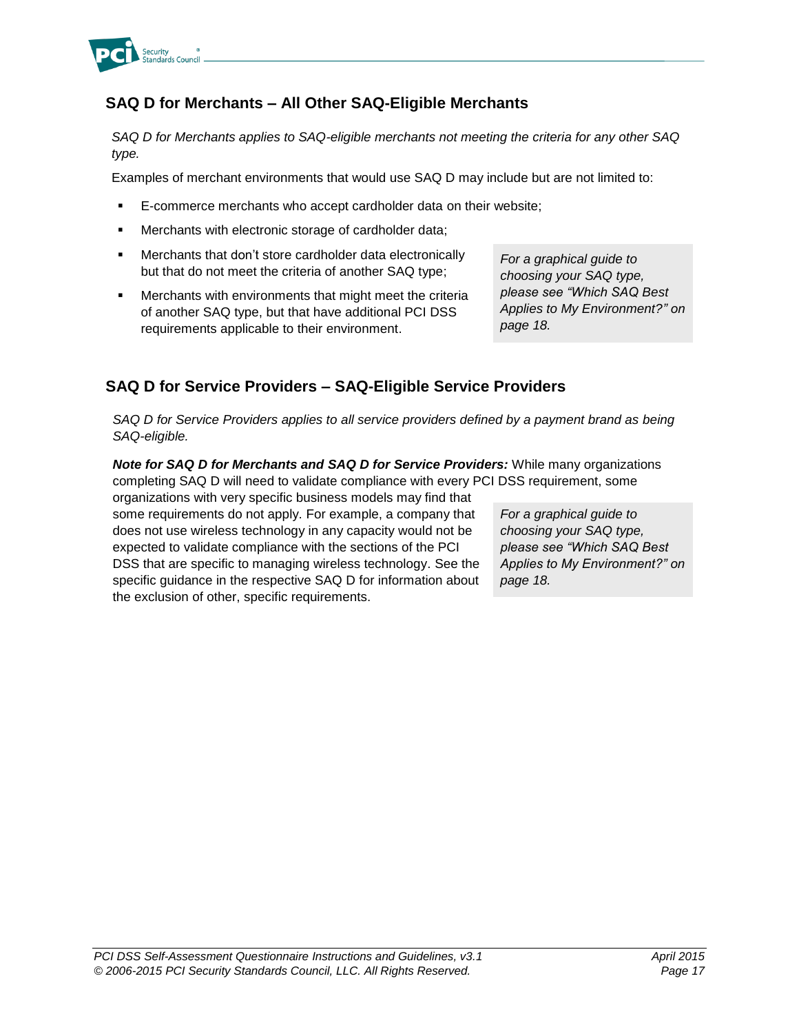## SAQ D for Merchants – All Other SAQ-Eligible Merchants

*SAQ D for Merchants applies to SAQ-eligible merchants not meeting the criteria for any other SAQ type.*

Examples of merchant environments that would use SAQ D may include but are not limited to:

- E-commerce merchants who accept cardholder data on their website;
- Merchants with electronic storage of cardholder data;
- Merchants that don't store cardholder data electronically but that do not meet the criteria of another SAQ type;
- Merchants with environments that might meet the criteria of another SAQ type, but that have additional PCI DSS requirements applicable to their environment.

*For a graphical guide to choosing your SAQ type, please see "Which SAQ Best Applies to My Environment?" on page 18.*

## SAQ D for Service Providers – SAQ-Eligible Service Providers

*SAQ D for Service Providers applies to all service providers defined by a payment brand as being SAQ-eligible.*

***Note for SAQ D for Merchants and SAQ D for Service Providers:*** While many organizations completing SAQ D will need to validate compliance with every PCI DSS requirement, some organizations with very specific business models may find that some requirements do not apply. For example, a company that does not use wireless technology in any capacity would not be expected to validate compliance with the sections of the PCI DSS that are specific to managing wireless technology. See the specific guidance in the respective SAQ D for information about the exclusion of other, specific requirements.

*For a graphical guide to choosing your SAQ type, please see "Which SAQ Best Applies to My Environment?" on page 18.*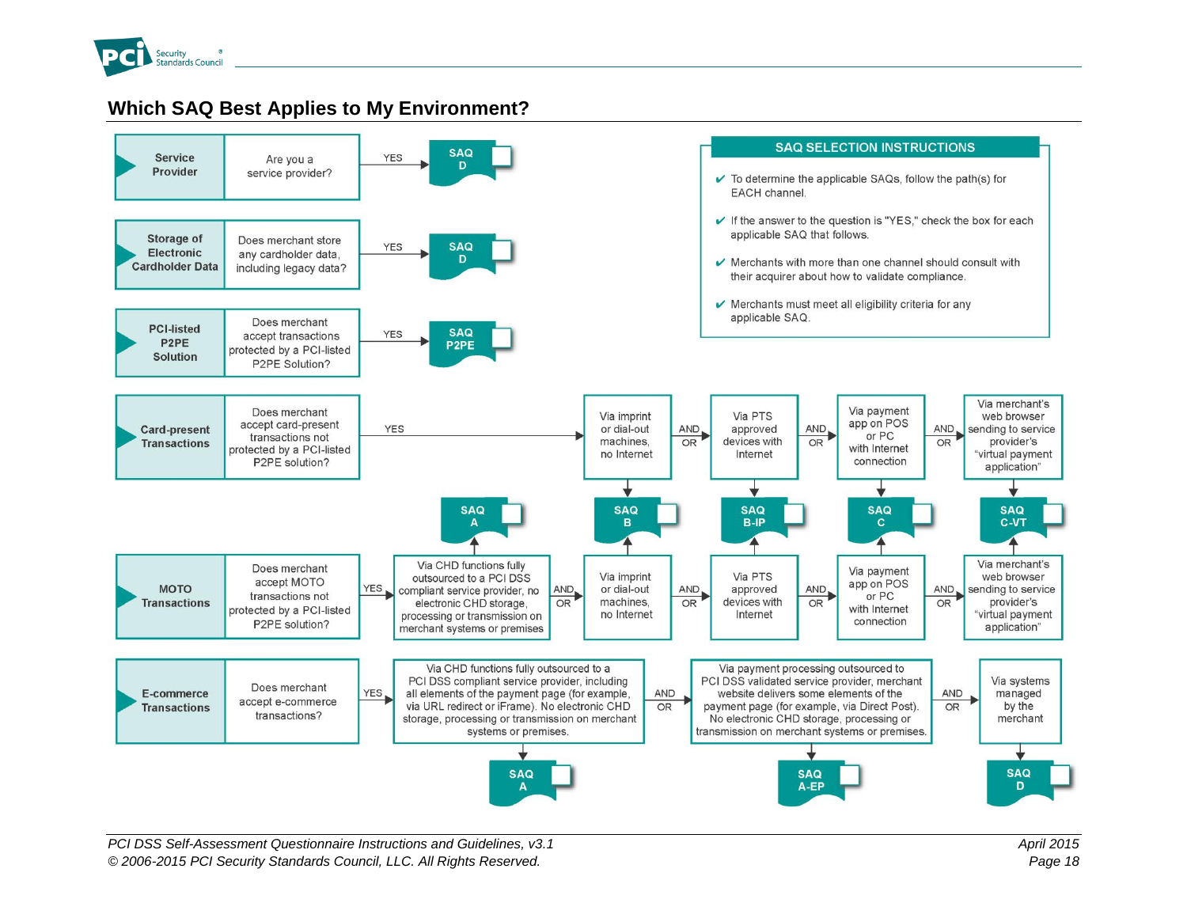## Which SAQ Best Applies to My Environment?

**SAQ SELECTION INSTRUCTIONS**

- ✔ To determine the applicable SAQs, follow the path(s) for EACH channel.
- ✔ If the answer to the question is "YES," check the box for each applicable SAQ that follows.
- ✔ Merchants with more than one channel should consult with their acquirer about how to validate compliance.
- ✔ Merchants must meet all eligibility criteria for any applicable SAQ.

**Service Provider**
Are you a service provider? → YES → SAQ D

**Storage of Electronic Cardholder Data**
Does merchant store any cardholder data, including legacy data? → YES → SAQ D

**PCI-listed P2PE Solution**
Does merchant accept transactions protected by a PCI-listed P2PE Solution? → YES → SAQ P2PE

**Card-present Transactions**
Does merchant accept card-present transactions not protected by a PCI-listed P2PE solution? → YES →

- Via imprint or dial-out machines, no Internet → SAQ B
- AND / OR
- Via PTS approved devices with Internet → SAQ B-IP
- AND / OR
- Via payment app on POS or PC with Internet connection → SAQ C
- AND / OR
- Via merchant's web browser sending to service provider's "virtual payment application" → SAQ C-VT

**MOTO Transactions**
Does merchant accept MOTO transactions not protected by a PCI-listed P2PE solution? → YES →

- Via CHD functions fully outsourced to a PCI DSS compliant service provider, no electronic CHD storage, processing or transmission on merchant systems or premises → SAQ A
- AND / OR
- Via imprint or dial-out machines, no Internet → SAQ B
- AND / OR
- Via PTS approved devices with Internet → SAQ B-IP
- AND / OR
- Via payment app on POS or PC with Internet connection → SAQ C
- AND / OR
- Via merchant's web browser sending to service provider's "virtual payment application" → SAQ C-VT

**E-commerce Transactions**
Does merchant accept e-commerce transactions? → YES →

- Via CHD functions fully outsourced to a PCI DSS compliant service provider, including all elements of the payment page (for example, via URL redirect or iFrame). No electronic CHD storage, processing or transmission on merchant systems or premises. → SAQ A
- AND / OR
- Via payment processing outsourced to PCI DSS validated service provider, merchant website delivers some elements of the payment page (for example, via Direct Post). No electronic CHD storage, processing or transmission on merchant systems or premises. → SAQ A-EP
- AND / OR
- Via systems managed by the merchant → SAQ D